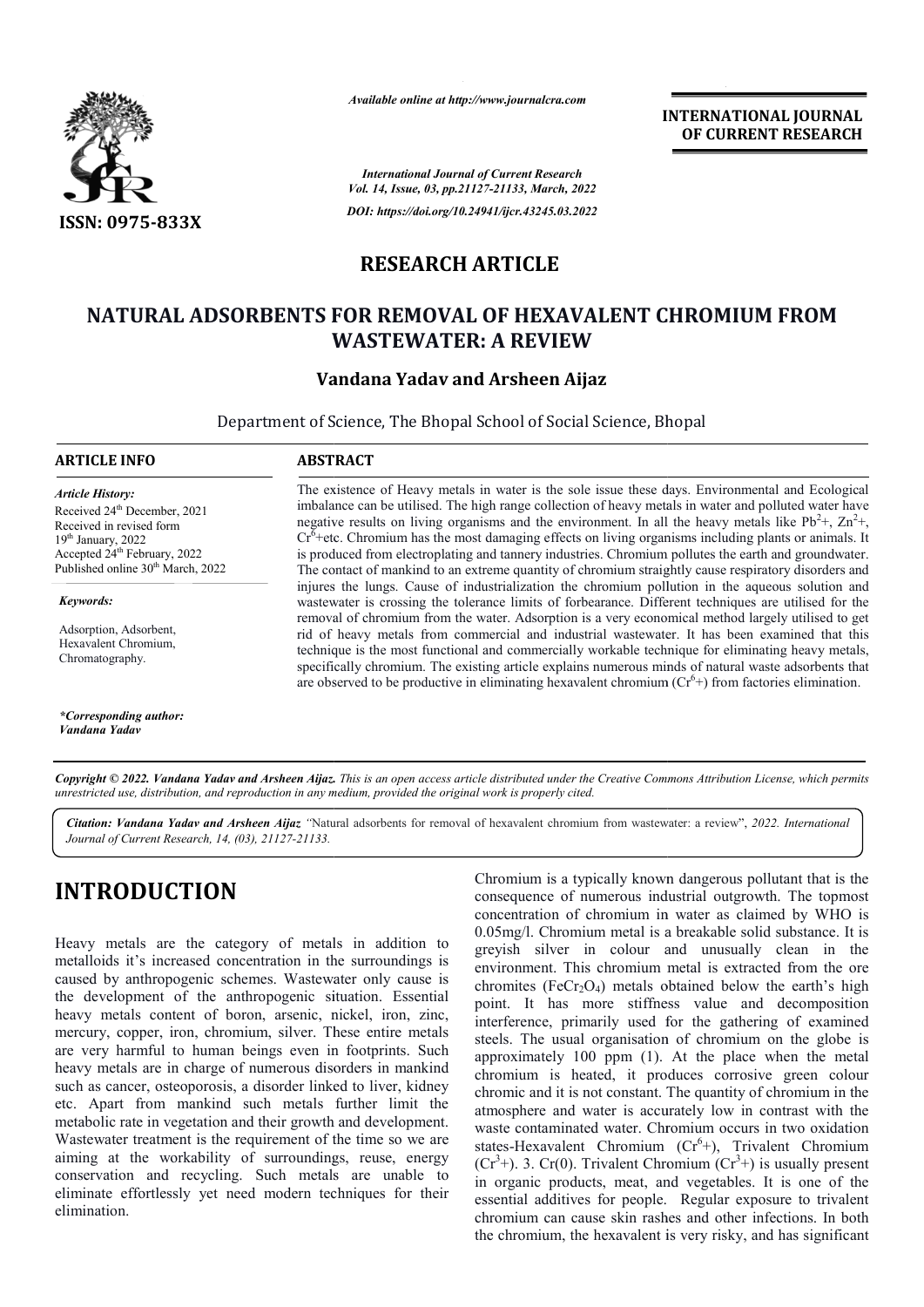*Available online at http://www.journalcra.com*

**INTERNATIONAL JOURNAL OF CURRENT RESEARCH**

*International Journal of Current Research*
*Vol. 14, Issue, 03, pp.21127-21133, March, 2022*

*DOI: https://doi.org/10.24941/ijcr.43245.03.2022*

**ISSN: 0975-833X**

## RESEARCH ARTICLE

# NATURAL ADSORBENTS FOR REMOVAL OF HEXAVALENT CHROMIUM FROM WASTEWATER: A REVIEW

**Vandana Yadav and Arsheen Aijaz**

Department of Science, The Bhopal School of Social Science, Bhopal

**ARTICLE INFO**

*Article History:*

Received 24th December, 2021
Received in revised form 19th January, 2022
Accepted 24th February, 2022
Published online 30th March, 2022

*Keywords:*

Adsorption, Adsorbent, Hexavalent Chromium, Chromatography.

*\*Corresponding author:*
*Vandana Yadav*

**ABSTRACT**

The existence of Heavy metals in water is the sole issue these days. Environmental and Ecological imbalance can be utilised. The high range collection of heavy metals in water and polluted water have negative results on living organisms and the environment. In all the heavy metals like $Pb^{2}+$, $Zn^{2}+$, $Cr^{6}+$etc. Chromium has the most damaging effects on living organisms including plants or animals. It is produced from electroplating and tannery industries. Chromium pollutes the earth and groundwater. The contact of mankind to an extreme quantity of chromium straightly cause respiratory disorders and injures the lungs. Cause of industrialization the chromium pollution in the aqueous solution and wastewater is crossing the tolerance limits of forbearance. Different techniques are utilised for the removal of chromium from the water. Adsorption is a very economical method largely utilised to get rid of heavy metals from commercial and industrial wastewater. It has been examined that this technique is the most functional and commercially workable technique for eliminating heavy metals, specifically chromium. The existing article explains numerous minds of natural waste adsorbents that are observed to be productive in eliminating hexavalent chromium ($Cr^{6}+$) from factories elimination.

*Copyright © 2022. Vandana Yadav and Arsheen Aijaz. This is an open access article distributed under the Creative Commons Attribution License, which permits unrestricted use, distribution, and reproduction in any medium, provided the original work is properly cited.*

***Citation:** Vandana Yadav and Arsheen Aijaz* "Natural adsorbents for removal of hexavalent chromium from wastewater: a review", *2022. International Journal of Current Research, 14, (03), 21127-21133.*

# INTRODUCTION

Heavy metals are the category of metals in addition to metalloids it's increased concentration in the surroundings is caused by anthropogenic schemes. Wastewater only cause is the development of the anthropogenic situation. Essential heavy metals content of boron, arsenic, nickel, iron, zinc, mercury, copper, iron, chromium, silver. These entire metals are very harmful to human beings even in footprints. Such heavy metals are in charge of numerous disorders in mankind such as cancer, osteoporosis, a disorder linked to liver, kidney etc. Apart from mankind such metals further limit the metabolic rate in vegetation and their growth and development. Wastewater treatment is the requirement of the time so we are aiming at the workability of surroundings, reuse, energy conservation and recycling. Such metals are unable to eliminate effortlessly yet need modern techniques for their elimination.

Chromium is a typically known dangerous pollutant that is the consequence of numerous industrial outgrowth. The topmost concentration of chromium in water as claimed by WHO is 0.05mg/l. Chromium metal is a breakable solid substance. It is greyish silver in colour and unusually clean in the environment. This chromium metal is extracted from the ore chromites ($FeCr_2O_4$) metals obtained below the earth's high point. It has more stiffness value and decomposition interference, primarily used for the gathering of examined steels. The usual organisation of chromium on the globe is approximately 100 ppm (1). At the place when the metal chromium is heated, it produces corrosive green colour chromic and it is not constant. The quantity of chromium in the atmosphere and water is accurately low in contrast with the waste contaminated water. Chromium occurs in two oxidation states-Hexavalent Chromium ($Cr^{6}+$), Trivalent Chromium ($Cr^{3}+$). 3. Cr(0). Trivalent Chromium ($Cr^{3}+$) is usually present in organic products, meat, and vegetables. It is one of the essential additives for people. Regular exposure to trivalent chromium can cause skin rashes and other infections. In both the chromium, the hexavalent is very risky, and has significant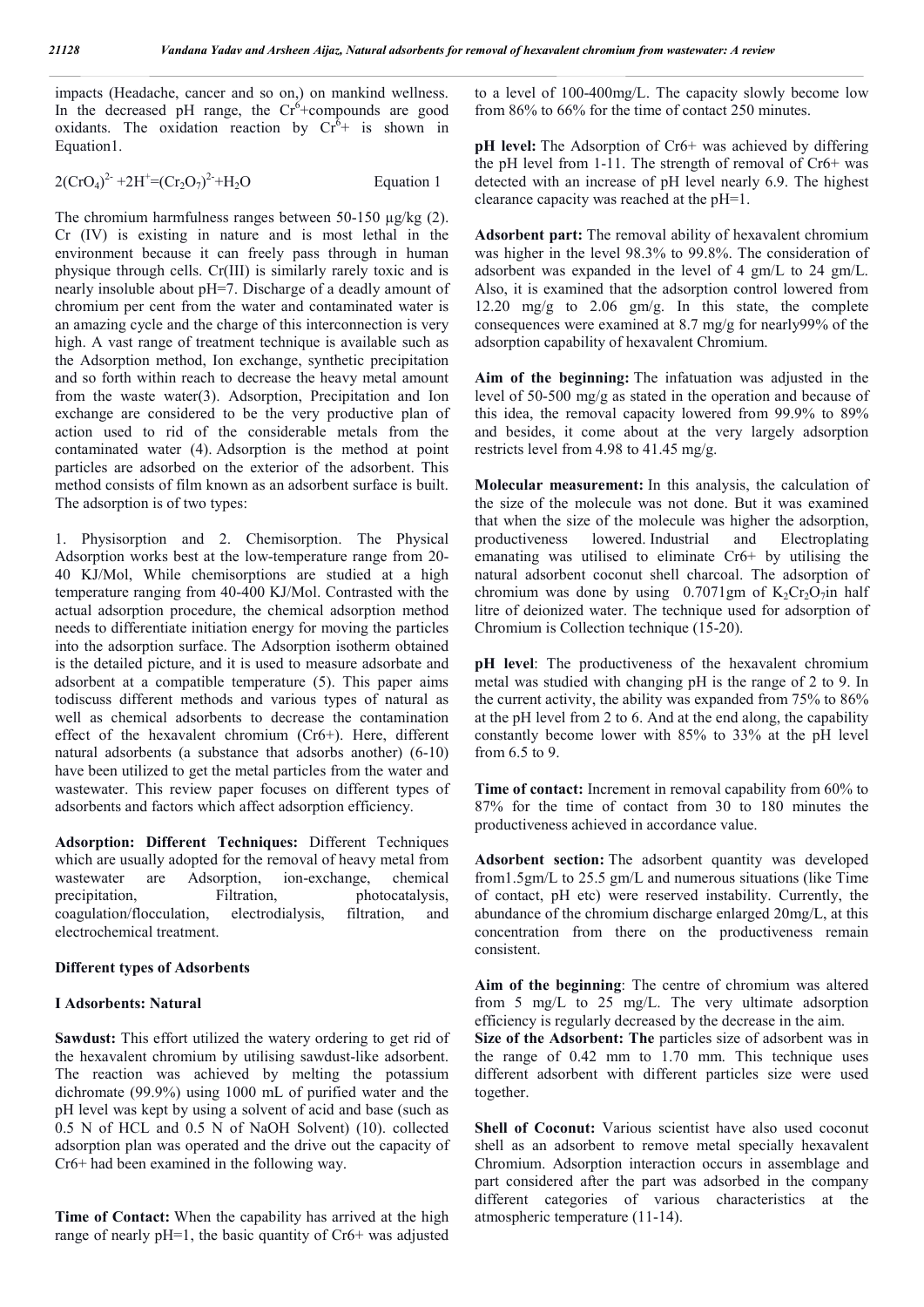impacts (Headache, cancer and so on,) on mankind wellness. In the decreased pH range, the $Cr^{6}$+compounds are good oxidants. The oxidation reaction by $Cr^{6}$+ is shown in Equation1.

$$2(CrO_4)^{2-} + 2H^{+} = (Cr_2O_7)^{2-} + H_2O \qquad \text{Equation 1}$$

The chromium harmfulness ranges between 50-150 µg/kg (2). Cr (IV) is existing in nature and is most lethal in the environment because it can freely pass through in human physique through cells. Cr(III) is similarly rarely toxic and is nearly insoluble about pH=7. Discharge of a deadly amount of chromium per cent from the water and contaminated water is an amazing cycle and the charge of this interconnection is very high. A vast range of treatment technique is available such as the Adsorption method, Ion exchange, synthetic precipitation and so forth within reach to decrease the heavy metal amount from the waste water(3). Adsorption, Precipitation and Ion exchange are considered to be the very productive plan of action used to rid of the considerable metals from the contaminated water (4). Adsorption is the method at point particles are adsorbed on the exterior of the adsorbent. This method consists of film known as an adsorbent surface is built. The adsorption is of two types:

1. Physisorption and 2. Chemisorption. The Physical Adsorption works best at the low-temperature range from 20-40 KJ/Mol, While chemisorptions are studied at a high temperature ranging from 40-400 KJ/Mol. Contrasted with the actual adsorption procedure, the chemical adsorption method needs to differentiate initiation energy for moving the particles into the adsorption surface. The Adsorption isotherm obtained is the detailed picture, and it is used to measure adsorbate and adsorbent at a compatible temperature (5). This paper aims todiscuss different methods and various types of natural as well as chemical adsorbents to decrease the contamination effect of the hexavalent chromium (Cr6+). Here, different natural adsorbents (a substance that adsorbs another) (6-10) have been utilized to get the metal particles from the water and wastewater. This review paper focuses on different types of adsorbents and factors which affect adsorption efficiency.

**Adsorption: Different Techniques:** Different Techniques which are usually adopted for the removal of heavy metal from wastewater are Adsorption, ion-exchange, chemical precipitation, Filtration, photocatalysis, coagulation/flocculation, electrodialysis, filtration, and electrochemical treatment.

**Different types of Adsorbents**

**I Adsorbents: Natural**

**Sawdust:** This effort utilized the watery ordering to get rid of the hexavalent chromium by utilising sawdust-like adsorbent. The reaction was achieved by melting the potassium dichromate (99.9%) using 1000 mL of purified water and the pH level was kept by using a solvent of acid and base (such as 0.5 N of HCL and 0.5 N of NaOH Solvent) (10). collected adsorption plan was operated and the drive out the capacity of Cr6+ had been examined in the following way.

**Time of Contact:** When the capability has arrived at the high range of nearly pH=1, the basic quantity of Cr6+ was adjusted to a level of 100-400mg/L. The capacity slowly become low from 86% to 66% for the time of contact 250 minutes.

**pH level:** The Adsorption of Cr6+ was achieved by differing the pH level from 1-11. The strength of removal of Cr6+ was detected with an increase of pH level nearly 6.9. The highest clearance capacity was reached at the pH=1.

**Adsorbent part:** The removal ability of hexavalent chromium was higher in the level 98.3% to 99.8%. The consideration of adsorbent was expanded in the level of 4 gm/L to 24 gm/L. Also, it is examined that the adsorption control lowered from 12.20 mg/g to 2.06 gm/g. In this state, the complete consequences were examined at 8.7 mg/g for nearly99% of the adsorption capability of hexavalent Chromium.

**Aim of the beginning:** The infatuation was adjusted in the level of 50-500 mg/g as stated in the operation and because of this idea, the removal capacity lowered from 99.9% to 89% and besides, it come about at the very largely adsorption restricts level from 4.98 to 41.45 mg/g.

**Molecular measurement:** In this analysis, the calculation of the size of the molecule was not done. But it was examined that when the size of the molecule was higher the adsorption, productiveness lowered. Industrial and Electroplating emanating was utilised to eliminate Cr6+ by utilising the natural adsorbent coconut shell charcoal. The adsorption of chromium was done by using 0.7071gm of $K_2Cr_2O_7$in half litre of deionized water. The technique used for adsorption of Chromium is Collection technique (15-20).

**pH level**: The productiveness of the hexavalent chromium metal was studied with changing pH is the range of 2 to 9. In the current activity, the ability was expanded from 75% to 86% at the pH level from 2 to 6. And at the end along, the capability constantly become lower with 85% to 33% at the pH level from 6.5 to 9.

**Time of contact:** Increment in removal capability from 60% to 87% for the time of contact from 30 to 180 minutes the productiveness achieved in accordance value.

**Adsorbent section:** The adsorbent quantity was developed from1.5gm/L to 25.5 gm/L and numerous situations (like Time of contact, pH etc) were reserved instability. Currently, the abundance of the chromium discharge enlarged 20mg/L, at this concentration from there on the productiveness remain consistent.

**Aim of the beginning**: The centre of chromium was altered from 5 mg/L to 25 mg/L. The very ultimate adsorption efficiency is regularly decreased by the decrease in the aim.

**Size of the Adsorbent: The** particles size of adsorbent was in the range of 0.42 mm to 1.70 mm. This technique uses different adsorbent with different particles size were used together.

**Shell of Coconut:** Various scientist have also used coconut shell as an adsorbent to remove metal specially hexavalent Chromium. Adsorption interaction occurs in assemblage and part considered after the part was adsorbed in the company different categories of various characteristics at the atmospheric temperature (11-14).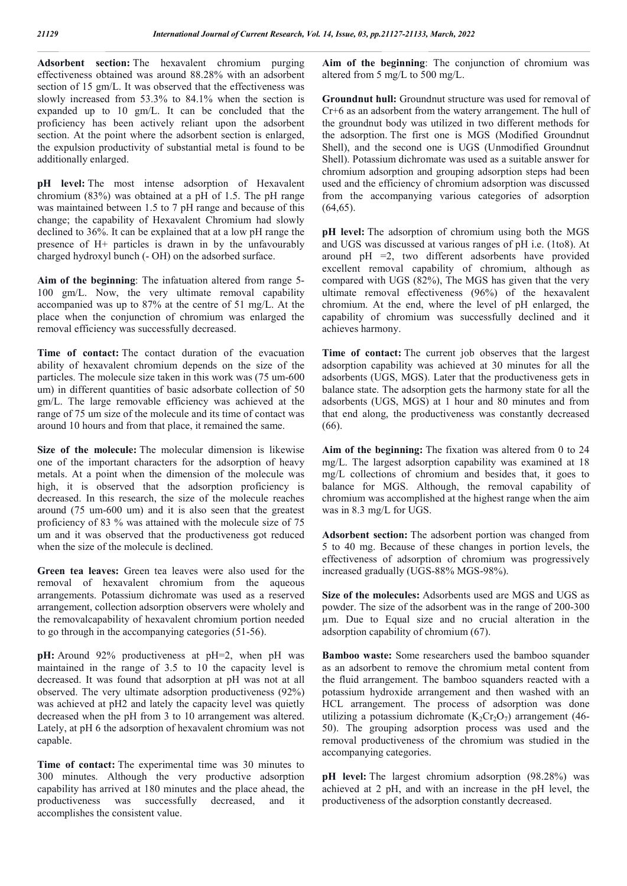**Adsorbent section:** The hexavalent chromium purging effectiveness obtained was around 88.28% with an adsorbent section of 15 gm/L. It was observed that the effectiveness was slowly increased from 53.3% to 84.1% when the section is expanded up to 10 gm/L. It can be concluded that the proficiency has been actively reliant upon the adsorbent section. At the point where the adsorbent section is enlarged, the expulsion productivity of substantial metal is found to be additionally enlarged.

**pH level:** The most intense adsorption of Hexavalent chromium (83%) was obtained at a pH of 1.5. The pH range was maintained between 1.5 to 7 pH range and because of this change; the capability of Hexavalent Chromium had slowly declined to 36%. It can be explained that at a low pH range the presence of H+ particles is drawn in by the unfavourably charged hydroxyl bunch (- OH) on the adsorbed surface.

**Aim of the beginning**: The infatuation altered from range 5-100 gm/L. Now, the very ultimate removal capability accompanied was up to 87% at the centre of 51 mg/L. At the place when the conjunction of chromium was enlarged the removal efficiency was successfully decreased.

**Time of contact:** The contact duration of the evacuation ability of hexavalent chromium depends on the size of the particles. The molecule size taken in this work was (75 um-600 um) in different quantities of basic adsorbate collection of 50 gm/L. The large removable efficiency was achieved at the range of 75 um size of the molecule and its time of contact was around 10 hours and from that place, it remained the same.

**Size of the molecule:** The molecular dimension is likewise one of the important characters for the adsorption of heavy metals. At a point when the dimension of the molecule was high, it is observed that the adsorption proficiency is decreased. In this research, the size of the molecule reaches around (75 um-600 um) and it is also seen that the greatest proficiency of 83 % was attained with the molecule size of 75 um and it was observed that the productiveness got reduced when the size of the molecule is declined.

**Green tea leaves:** Green tea leaves were also used for the removal of hexavalent chromium from the aqueous arrangements. Potassium dichromate was used as a reserved arrangement, collection adsorption observers were wholely and the removalcapability of hexavalent chromium portion needed to go through in the accompanying categories (51-56).

**pH:** Around 92% productiveness at pH=2, when pH was maintained in the range of 3.5 to 10 the capacity level is decreased. It was found that adsorption at pH was not at all observed. The very ultimate adsorption productiveness (92%) was achieved at pH2 and lately the capacity level was quietly decreased when the pH from 3 to 10 arrangement was altered. Lately, at pH 6 the adsorption of hexavalent chromium was not capable.

**Time of contact:** The experimental time was 30 minutes to 300 minutes. Although the very productive adsorption capability has arrived at 180 minutes and the place ahead, the productiveness was successfully decreased, and it accomplishes the consistent value.

**Aim of the beginning**: The conjunction of chromium was altered from 5 mg/L to 500 mg/L.

**Groundnut hull:** Groundnut structure was used for removal of Cr+6 as an adsorbent from the watery arrangement. The hull of the groundnut body was utilized in two different methods for the adsorption. The first one is MGS (Modified Groundnut Shell), and the second one is UGS (Unmodified Groundnut Shell). Potassium dichromate was used as a suitable answer for chromium adsorption and grouping adsorption steps had been used and the efficiency of chromium adsorption was discussed from the accompanying various categories of adsorption (64,65).

**pH level:** The adsorption of chromium using both the MGS and UGS was discussed at various ranges of pH i.e. (1to8). At around pH =2, two different adsorbents have provided excellent removal capability of chromium, although as compared with UGS (82%), The MGS has given that the very ultimate removal effectiveness (96%) of the hexavalent chromium. At the end, where the level of pH enlarged, the capability of chromium was successfully declined and it achieves harmony.

**Time of contact:** The current job observes that the largest adsorption capability was achieved at 30 minutes for all the adsorbents (UGS, MGS). Later that the productiveness gets in balance state. The adsorption gets the harmony state for all the adsorbents (UGS, MGS) at 1 hour and 80 minutes and from that end along, the productiveness was constantly decreased (66).

**Aim of the beginning:** The fixation was altered from 0 to 24 mg/L. The largest adsorption capability was examined at 18 mg/L collections of chromium and besides that, it goes to balance for MGS. Although, the removal capability of chromium was accomplished at the highest range when the aim was in 8.3 mg/L for UGS.

**Adsorbent section:** The adsorbent portion was changed from 5 to 40 mg. Because of these changes in portion levels, the effectiveness of adsorption of chromium was progressively increased gradually (UGS-88% MGS-98%).

**Size of the molecules:** Adsorbents used are MGS and UGS as powder. The size of the adsorbent was in the range of 200-300 µm. Due to Equal size and no crucial alteration in the adsorption capability of chromium (67).

**Bamboo waste:** Some researchers used the bamboo squander as an adsorbent to remove the chromium metal content from the fluid arrangement. The bamboo squanders reacted with a potassium hydroxide arrangement and then washed with an HCL arrangement. The process of adsorption was done utilizing a potassium dichromate ($K_2Cr_2O_7$) arrangement (46-50). The grouping adsorption process was used and the removal productiveness of the chromium was studied in the accompanying categories.

**pH level:** The largest chromium adsorption (98.28%) was achieved at 2 pH, and with an increase in the pH level, the productiveness of the adsorption constantly decreased.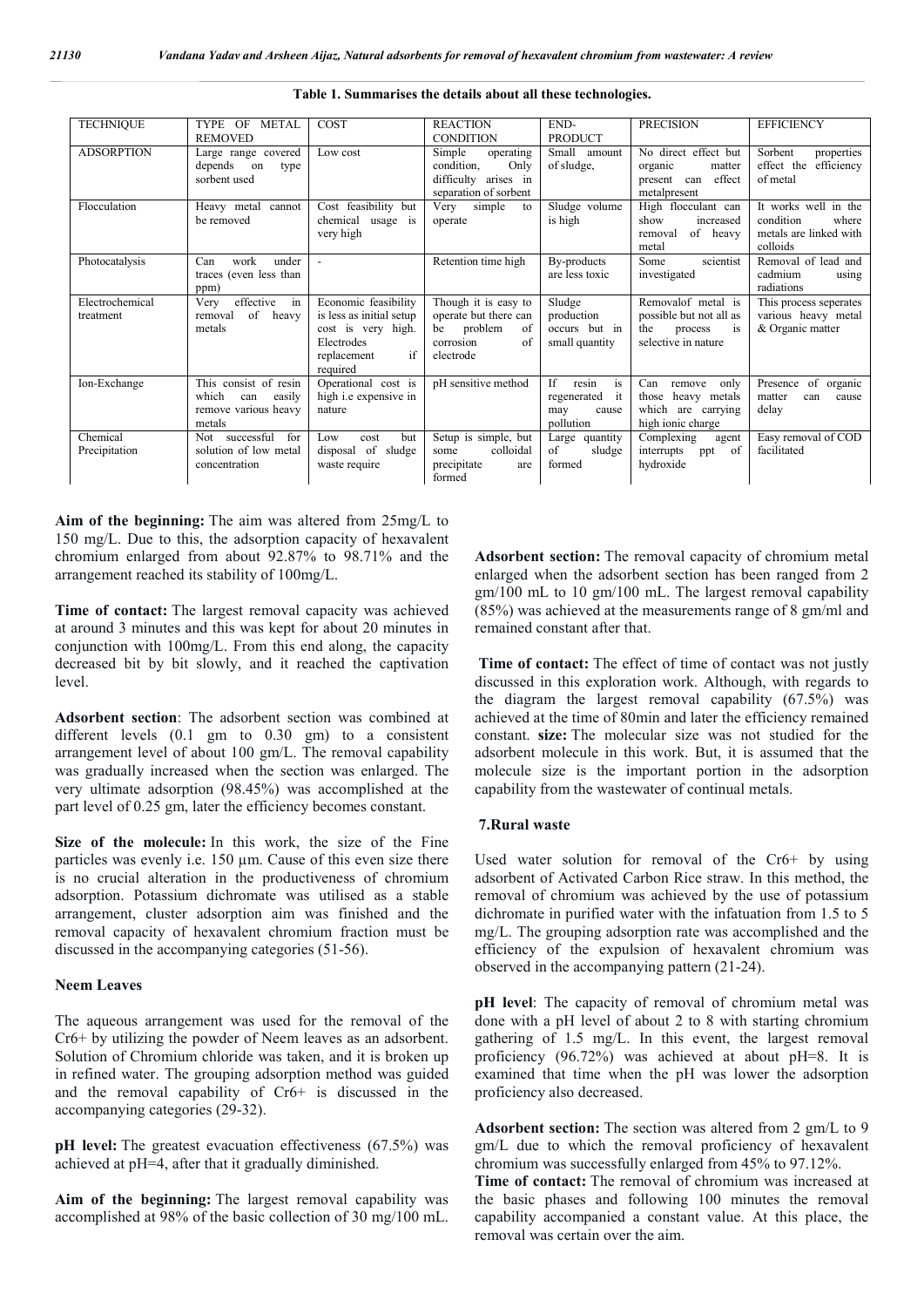**Table 1. Summarises the details about all these technologies.**

| TECHNIQUE | TYPE OF METAL REMOVED | COST | REACTION CONDITION | END-PRODUCT | PRECISION | EFFICIENCY |
|---|---|---|---|---|---|---|
| ADSORPTION | Large range covered depends on type sorbent used | Low cost | Simple operating condition, Only difficulty arises in separation of sorbent | Small amount of sludge, | No direct effect but organic matter present can effect metalpresent | Sorbent properties effect the efficiency of metal |
| Flocculation | Heavy metal cannot be removed | Cost feasibility but chemical usage is very high | Very simple to operate | Sludge volume is high | High flocculant can show increased removal of heavy metal | It works well in the condition where metals are linked with colloids |
| Photocatalysis | Can work under traces (even less than ppm) | - | Retention time high | By-products are less toxic | Some scientist investigated | Removal of lead and cadmium using radiations |
| Electrochemical treatment | Very effective in removal of heavy metals | Economic feasibility is less as initial setup cost is very high. Electrodes replacement if required | Though it is easy to operate but there can be problem of corrosion of electrode | Sludge production occurs but in small quantity | Removalof metal is possible but not all as the process is selective in nature | This process seperates various heavy metal & Organic matter |
| Ion-Exchange | This consist of resin which can easily remove various heavy metals | Operational cost is high i.e expensive in nature | pH sensitive method | If resin is regenerated it may cause pollution | Can remove only those heavy metals which are carrying high ionic charge | Presence of organic matter can cause delay |
| Chemical Precipitation | Not successful for solution of low metal concentration | Low cost but disposal of sludge waste require | Setup is simple, but some colloidal precipitate are formed | Large quantity of sludge formed | Complexing agent interrupts ppt of hydroxide | Easy removal of COD facilitated |

**Aim of the beginning:** The aim was altered from 25mg/L to 150 mg/L. Due to this, the adsorption capacity of hexavalent chromium enlarged from about 92.87% to 98.71% and the arrangement reached its stability of 100mg/L.

**Time of contact:** The largest removal capacity was achieved at around 3 minutes and this was kept for about 20 minutes in conjunction with 100mg/L. From this end along, the capacity decreased bit by bit slowly, and it reached the captivation level.

**Adsorbent section**: The adsorbent section was combined at different levels (0.1 gm to 0.30 gm) to a consistent arrangement level of about 100 gm/L. The removal capability was gradually increased when the section was enlarged. The very ultimate adsorption (98.45%) was accomplished at the part level of 0.25 gm, later the efficiency becomes constant.

**Size of the molecule:** In this work, the size of the Fine particles was evenly i.e. 150 µm. Cause of this even size there is no crucial alteration in the productiveness of chromium adsorption. Potassium dichromate was utilised as a stable arrangement, cluster adsorption aim was finished and the removal capacity of hexavalent chromium fraction must be discussed in the accompanying categories (51-56).

### Neem Leaves

The aqueous arrangement was used for the removal of the $Cr^{6+}$ by utilizing the powder of Neem leaves as an adsorbent. Solution of Chromium chloride was taken, and it is broken up in refined water. The grouping adsorption method was guided and the removal capability of $Cr^{6+}$ is discussed in the accompanying categories (29-32).

**pH level:** The greatest evacuation effectiveness (67.5%) was achieved at pH=4, after that it gradually diminished.

**Aim of the beginning:** The largest removal capability was accomplished at 98% of the basic collection of 30 mg/100 mL.

**Adsorbent section:** The removal capacity of chromium metal enlarged when the adsorbent section has been ranged from 2 gm/100 mL to 10 gm/100 mL. The largest removal capability (85%) was achieved at the measurements range of 8 gm/ml and remained constant after that.

**Time of contact:** The effect of time of contact was not justly discussed in this exploration work. Although, with regards to the diagram the largest removal capability (67.5%) was achieved at the time of 80min and later the efficiency remained constant. **size:** The molecular size was not studied for the adsorbent molecule in this work. But, it is assumed that the molecule size is the important portion in the adsorption capability from the wastewater of continual metals.

### 7.Rural waste

Used water solution for removal of the $Cr^{6+}$ by using adsorbent of Activated Carbon Rice straw. In this method, the removal of chromium was achieved by the use of potassium dichromate in purified water with the infatuation from 1.5 to 5 mg/L. The grouping adsorption rate was accomplished and the efficiency of the expulsion of hexavalent chromium was observed in the accompanying pattern (21-24).

**pH level**: The capacity of removal of chromium metal was done with a pH level of about 2 to 8 with starting chromium gathering of 1.5 mg/L. In this event, the largest removal proficiency (96.72%) was achieved at about pH=8. It is examined that time when the pH was lower the adsorption proficiency also decreased.

**Adsorbent section:** The section was altered from 2 gm/L to 9 gm/L due to which the removal proficiency of hexavalent chromium was successfully enlarged from 45% to 97.12%.

**Time of contact:** The removal of chromium was increased at the basic phases and following 100 minutes the removal capability accompanied a constant value. At this place, the removal was certain over the aim.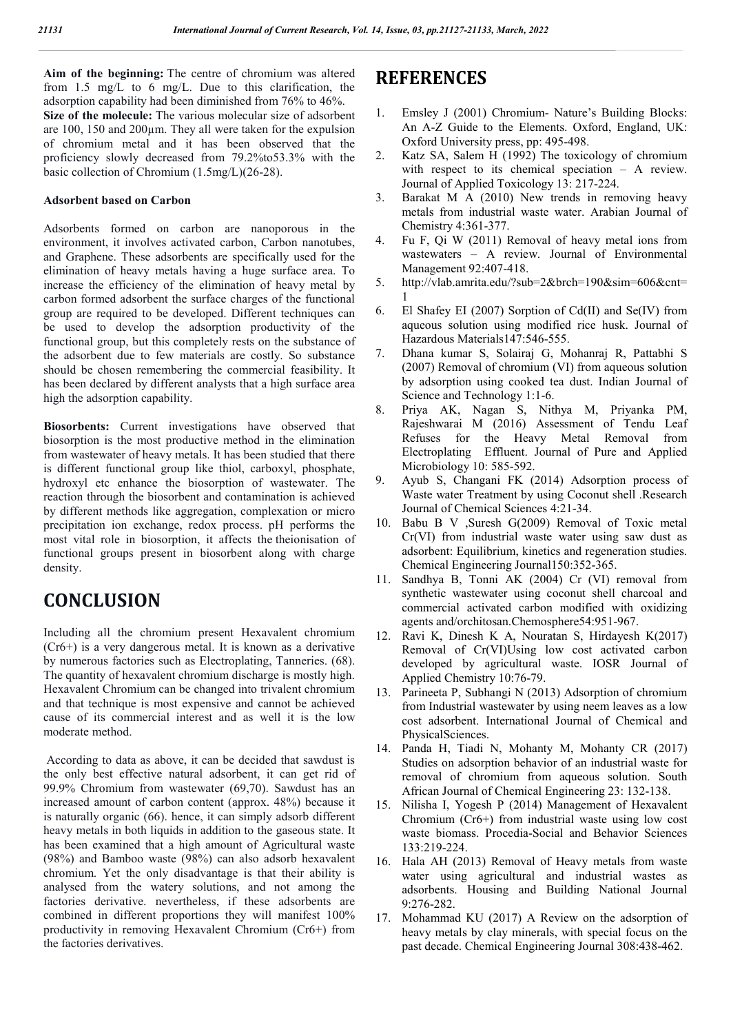**Aim of the beginning:** The centre of chromium was altered from 1.5 mg/L to 6 mg/L. Due to this clarification, the adsorption capability had been diminished from 76% to 46%.

**Size of the molecule:** The various molecular size of adsorbent are 100, 150 and 200µm. They all were taken for the expulsion of chromium metal and it has been observed that the proficiency slowly decreased from 79.2%to53.3% with the basic collection of Chromium (1.5mg/L)(26-28).

**Adsorbent based on Carbon**

Adsorbents formed on carbon are nanoporous in the environment, it involves activated carbon, Carbon nanotubes, and Graphene. These adsorbents are specifically used for the elimination of heavy metals having a huge surface area. To increase the efficiency of the elimination of heavy metal by carbon formed adsorbent the surface charges of the functional group are required to be developed. Different techniques can be used to develop the adsorption productivity of the functional group, but this completely rests on the substance of the adsorbent due to few materials are costly. So substance should be chosen remembering the commercial feasibility. It has been declared by different analysts that a high surface area high the adsorption capability.

**Biosorbents:** Current investigations have observed that biosorption is the most productive method in the elimination from wastewater of heavy metals. It has been studied that there is different functional group like thiol, carboxyl, phosphate, hydroxyl etc enhance the biosorption of wastewater. The reaction through the biosorbent and contamination is achieved by different methods like aggregation, complexation or micro precipitation ion exchange, redox process. pH performs the most vital role in biosorption, it affects the theionisation of functional groups present in biosorbent along with charge density.

# CONCLUSION

Including all the chromium present Hexavalent chromium ($Cr^{6+}$) is a very dangerous metal. It is known as a derivative by numerous factories such as Electroplating, Tanneries. (68). The quantity of hexavalent chromium discharge is mostly high. Hexavalent Chromium can be changed into trivalent chromium and that technique is most expensive and cannot be achieved cause of its commercial interest and as well it is the low moderate method.

According to data as above, it can be decided that sawdust is the only best effective natural adsorbent, it can get rid of 99.9% Chromium from wastewater (69,70). Sawdust has an increased amount of carbon content (approx. 48%) because it is naturally organic (66). hence, it can simply adsorb different heavy metals in both liquids in addition to the gaseous state. It has been examined that a high amount of Agricultural waste (98%) and Bamboo waste (98%) can also adsorb hexavalent chromium. Yet the only disadvantage is that their ability is analysed from the watery solutions, and not among the factories derivative. nevertheless, if these adsorbents are combined in different proportions they will manifest 100% productivity in removing Hexavalent Chromium ($Cr^{6+}$) from the factories derivatives.

# REFERENCES

1. Emsley J (2001) Chromium- Nature's Building Blocks: An A-Z Guide to the Elements. Oxford, England, UK: Oxford University press, pp: 495-498.
2. Katz SA, Salem H (1992) The toxicology of chromium with respect to its chemical speciation – A review. Journal of Applied Toxicology 13: 217-224.
3. Barakat M A (2010) New trends in removing heavy metals from industrial waste water. Arabian Journal of Chemistry 4:361-377.
4. Fu F, Qi W (2011) Removal of heavy metal ions from wastewaters – A review. Journal of Environmental Management 92:407-418.
5. http://vlab.amrita.edu/?sub=2&brch=190&sim=606&cnt=1
6. El Shafey EI (2007) Sorption of Cd(II) and Se(IV) from aqueous solution using modified rice husk. Journal of Hazardous Materials147:546-555.
7. Dhana kumar S, Solairaj G, Mohanraj R, Pattabhi S (2007) Removal of chromium (VI) from aqueous solution by adsorption using cooked tea dust. Indian Journal of Science and Technology 1:1-6.
8. Priya AK, Nagan S, Nithya M, Priyanka PM, Rajeshwarai M (2016) Assessment of Tendu Leaf Refuses for the Heavy Metal Removal from Electroplating Effluent. Journal of Pure and Applied Microbiology 10: 585-592.
9. Ayub S, Changani FK (2014) Adsorption process of Waste water Treatment by using Coconut shell .Research Journal of Chemical Sciences 4:21-34.
10. Babu B V ,Suresh G(2009) Removal of Toxic metal Cr(VI) from industrial waste water using saw dust as adsorbent: Equilibrium, kinetics and regeneration studies. Chemical Engineering Journal150:352-365.
11. Sandhya B, Tonni AK (2004) Cr (VI) removal from synthetic wastewater using coconut shell charcoal and commercial activated carbon modified with oxidizing agents and/orchitosan.Chemosphere54:951-967.
12. Ravi K, Dinesh K A, Nouratan S, Hirdayesh K(2017) Removal of Cr(VI)Using low cost activated carbon developed by agricultural waste. IOSR Journal of Applied Chemistry 10:76-79.
13. Parineeta P, Subhangi N (2013) Adsorption of chromium from Industrial wastewater by using neem leaves as a low cost adsorbent. International Journal of Chemical and PhysicalSciences.
14. Panda H, Tiadi N, Mohanty M, Mohanty CR (2017) Studies on adsorption behavior of an industrial waste for removal of chromium from aqueous solution. South African Journal of Chemical Engineering 23: 132-138.
15. Nilisha I, Yogesh P (2014) Management of Hexavalent Chromium ($Cr^{6+}$) from industrial waste using low cost waste biomass. Procedia-Social and Behavior Sciences 133:219-224.
16. Hala AH (2013) Removal of Heavy metals from waste water using agricultural and industrial wastes as adsorbents. Housing and Building National Journal 9:276-282.
17. Mohammad KU (2017) A Review on the adsorption of heavy metals by clay minerals, with special focus on the past decade. Chemical Engineering Journal 308:438-462.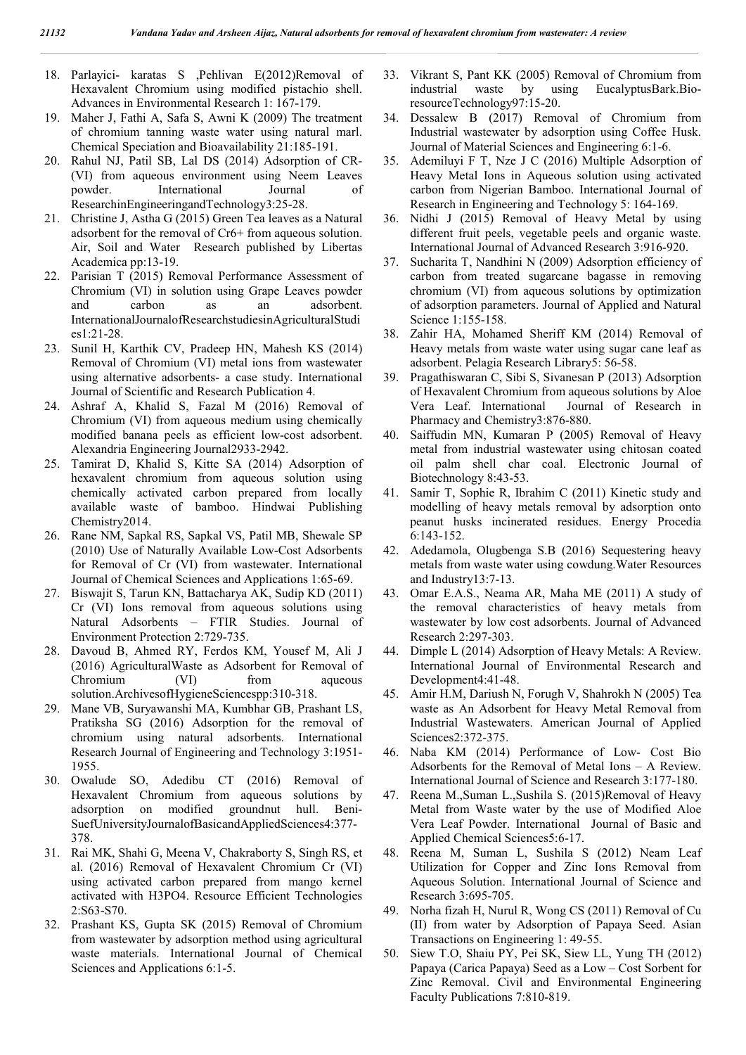18. Parlayici- karatas S ,Pehlivan E(2012)Removal of Hexavalent Chromium using modified pistachio shell. Advances in Environmental Research 1: 167-179.
19. Maher J, Fathi A, Safa S, Awni K (2009) The treatment of chromium tanning waste water using natural marl. Chemical Speciation and Bioavailability 21:185-191.
20. Rahul NJ, Patil SB, Lal DS (2014) Adsorption of CR-(VI) from aqueous environment using Neem Leaves powder. International Journal of ResearchinEngineeringandTechnology3:25-28.
21. Christine J, Astha G (2015) Green Tea leaves as a Natural adsorbent for the removal of Cr6+ from aqueous solution. Air, Soil and Water Research published by Libertas Academica pp:13-19.
22. Parisian T (2015) Removal Performance Assessment of Chromium (VI) in solution using Grape Leaves powder and carbon as an adsorbent. InternationalJournalofResearchstudiesinAgriculturalStudies1:21-28.
23. Sunil H, Karthik CV, Pradeep HN, Mahesh KS (2014) Removal of Chromium (VI) metal ions from wastewater using alternative adsorbents- a case study. International Journal of Scientific and Research Publication 4.
24. Ashraf A, Khalid S, Fazal M (2016) Removal of Chromium (VI) from aqueous medium using chemically modified banana peels as efficient low-cost adsorbent. Alexandria Engineering Journal2933-2942.
25. Tamirat D, Khalid S, Kitte SA (2014) Adsorption of hexavalent chromium from aqueous solution using chemically activated carbon prepared from locally available waste of bamboo. Hindwai Publishing Chemistry2014.
26. Rane NM, Sapkal RS, Sapkal VS, Patil MB, Shewale SP (2010) Use of Naturally Available Low-Cost Adsorbents for Removal of Cr (VI) from wastewater. International Journal of Chemical Sciences and Applications 1:65-69.
27. Biswajit S, Tarun KN, Battacharya AK, Sudip KD (2011) Cr (VI) Ions removal from aqueous solutions using Natural Adsorbents – FTIR Studies. Journal of Environment Protection 2:729-735.
28. Davoud B, Ahmed RY, Ferdos KM, Yousef M, Ali J (2016) AgriculturalWaste as Adsorbent for Removal of Chromium (VI) from aqueous solution.ArchivesofHygieneSciencespp:310-318.
29. Mane VB, Suryawanshi MA, Kumbhar GB, Prashant LS, Pratiksha SG (2016) Adsorption for the removal of chromium using natural adsorbents. International Research Journal of Engineering and Technology 3:1951-1955.
30. Owalude SO, Adedibu CT (2016) Removal of Hexavalent Chromium from aqueous solutions by adsorption on modified groundnut hull. Beni-SuefUniversityJournalofBasicandAppliedSciences4:377-378.
31. Rai MK, Shahi G, Meena V, Chakraborty S, Singh RS, et al. (2016) Removal of Hexavalent Chromium Cr (VI) using activated carbon prepared from mango kernel activated with H3PO4. Resource Efficient Technologies 2:S63-S70.
32. Prashant KS, Gupta SK (2015) Removal of Chromium from wastewater by adsorption method using agricultural waste materials. International Journal of Chemical Sciences and Applications 6:1-5.
33. Vikrant S, Pant KK (2005) Removal of Chromium from industrial waste by using EucalyptusBark.Bio-resourceTechnology97:15-20.
34. Dessalew B (2017) Removal of Chromium from Industrial wastewater by adsorption using Coffee Husk. Journal of Material Sciences and Engineering 6:1-6.
35. Ademiluyi F T, Nze J C (2016) Multiple Adsorption of Heavy Metal Ions in Aqueous solution using activated carbon from Nigerian Bamboo. International Journal of Research in Engineering and Technology 5: 164-169.
36. Nidhi J (2015) Removal of Heavy Metal by using different fruit peels, vegetable peels and organic waste. International Journal of Advanced Research 3:916-920.
37. Sucharita T, Nandhini N (2009) Adsorption efficiency of carbon from treated sugarcane bagasse in removing chromium (VI) from aqueous solutions by optimization of adsorption parameters. Journal of Applied and Natural Science 1:155-158.
38. Zahir HA, Mohamed Sheriff KM (2014) Removal of Heavy metals from waste water using sugar cane leaf as adsorbent. Pelagia Research Library5: 56-58.
39. Pragathiswaran C, Sibi S, Sivanesan P (2013) Adsorption of Hexavalent Chromium from aqueous solutions by Aloe Vera Leaf. International Journal of Research in Pharmacy and Chemistry3:876-880.
40. Saiffudin MN, Kumaran P (2005) Removal of Heavy metal from industrial wastewater using chitosan coated oil palm shell char coal. Electronic Journal of Biotechnology 8:43-53.
41. Samir T, Sophie R, Ibrahim C (2011) Kinetic study and modelling of heavy metals removal by adsorption onto peanut husks incinerated residues. Energy Procedia 6:143-152.
42. Adedamola, Olugbenga S.B (2016) Sequestering heavy metals from waste water using cowdung.Water Resources and Industry13:7-13.
43. Omar E.A.S., Neama AR, Maha ME (2011) A study of the removal characteristics of heavy metals from wastewater by low cost adsorbents. Journal of Advanced Research 2:297-303.
44. Dimple L (2014) Adsorption of Heavy Metals: A Review. International Journal of Environmental Research and Development4:41-48.
45. Amir H.M, Dariush N, Forugh V, Shahrokh N (2005) Tea waste as An Adsorbent for Heavy Metal Removal from Industrial Wastewaters. American Journal of Applied Sciences2:372-375.
46. Naba KM (2014) Performance of Low- Cost Bio Adsorbents for the Removal of Metal Ions – A Review. International Journal of Science and Research 3:177-180.
47. Reena M.,Suman L.,Sushila S. (2015)Removal of Heavy Metal from Waste water by the use of Modified Aloe Vera Leaf Powder. International Journal of Basic and Applied Chemical Sciences5:6-17.
48. Reena M, Suman L, Sushila S (2012) Neam Leaf Utilization for Copper and Zinc Ions Removal from Aqueous Solution. International Journal of Science and Research 3:695-705.
49. Norha fizah H, Nurul R, Wong CS (2011) Removal of Cu (II) from water by Adsorption of Papaya Seed. Asian Transactions on Engineering 1: 49-55.
50. Siew T.O, Shaiu PY, Pei SK, Siew LL, Yung TH (2012) Papaya (Carica Papaya) Seed as a Low – Cost Sorbent for Zinc Removal. Civil and Environmental Engineering Faculty Publications 7:810-819.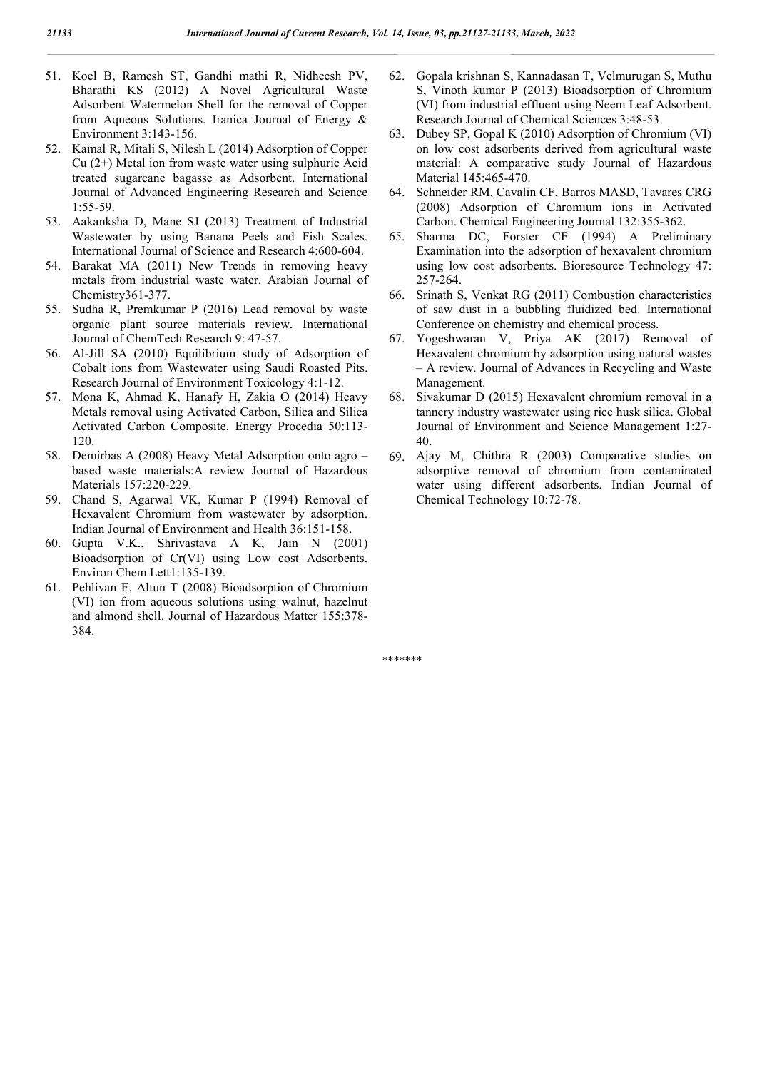51. Koel B, Ramesh ST, Gandhi mathi R, Nidheesh PV, Bharathi KS (2012) A Novel Agricultural Waste Adsorbent Watermelon Shell for the removal of Copper from Aqueous Solutions. Iranica Journal of Energy & Environment 3:143-156.
52. Kamal R, Mitali S, Nilesh L (2014) Adsorption of Copper Cu (2+) Metal ion from waste water using sulphuric Acid treated sugarcane bagasse as Adsorbent. International Journal of Advanced Engineering Research and Science 1:55-59.
53. Aakanksha D, Mane SJ (2013) Treatment of Industrial Wastewater by using Banana Peels and Fish Scales. International Journal of Science and Research 4:600-604.
54. Barakat MA (2011) New Trends in removing heavy metals from industrial waste water. Arabian Journal of Chemistry361-377.
55. Sudha R, Premkumar P (2016) Lead removal by waste organic plant source materials review. International Journal of ChemTech Research 9: 47-57.
56. Al-Jill SA (2010) Equilibrium study of Adsorption of Cobalt ions from Wastewater using Saudi Roasted Pits. Research Journal of Environment Toxicology 4:1-12.
57. Mona K, Ahmad K, Hanafy H, Zakia O (2014) Heavy Metals removal using Activated Carbon, Silica and Silica Activated Carbon Composite. Energy Procedia 50:113-120.
58. Demirbas A (2008) Heavy Metal Adsorption onto agro – based waste materials:A review Journal of Hazardous Materials 157:220-229.
59. Chand S, Agarwal VK, Kumar P (1994) Removal of Hexavalent Chromium from wastewater by adsorption. Indian Journal of Environment and Health 36:151-158.
60. Gupta V.K., Shrivastava A K, Jain N (2001) Bioadsorption of Cr(VI) using Low cost Adsorbents. Environ Chem Lett1:135-139.
61. Pehlivan E, Altun T (2008) Bioadsorption of Chromium (VI) ion from aqueous solutions using walnut, hazelnut and almond shell. Journal of Hazardous Matter 155:378-384.
62. Gopala krishnan S, Kannadasan T, Velmurugan S, Muthu S, Vinoth kumar P (2013) Bioadsorption of Chromium (VI) from industrial effluent using Neem Leaf Adsorbent. Research Journal of Chemical Sciences 3:48-53.
63. Dubey SP, Gopal K (2010) Adsorption of Chromium (VI) on low cost adsorbents derived from agricultural waste material: A comparative study Journal of Hazardous Material 145:465-470.
64. Schneider RM, Cavalin CF, Barros MASD, Tavares CRG (2008) Adsorption of Chromium ions in Activated Carbon. Chemical Engineering Journal 132:355-362.
65. Sharma DC, Forster CF (1994) A Preliminary Examination into the adsorption of hexavalent chromium using low cost adsorbents. Bioresource Technology 47: 257-264.
66. Srinath S, Venkat RG (2011) Combustion characteristics of saw dust in a bubbling fluidized bed. International Conference on chemistry and chemical process.
67. Yogeshwaran V, Priya AK (2017) Removal of Hexavalent chromium by adsorption using natural wastes – A review. Journal of Advances in Recycling and Waste Management.
68. Sivakumar D (2015) Hexavalent chromium removal in a tannery industry wastewater using rice husk silica. Global Journal of Environment and Science Management 1:27-40.
69. Ajay M, Chithra R (2003) Comparative studies on adsorptive removal of chromium from contaminated water using different adsorbents. Indian Journal of Chemical Technology 10:72-78.

*******